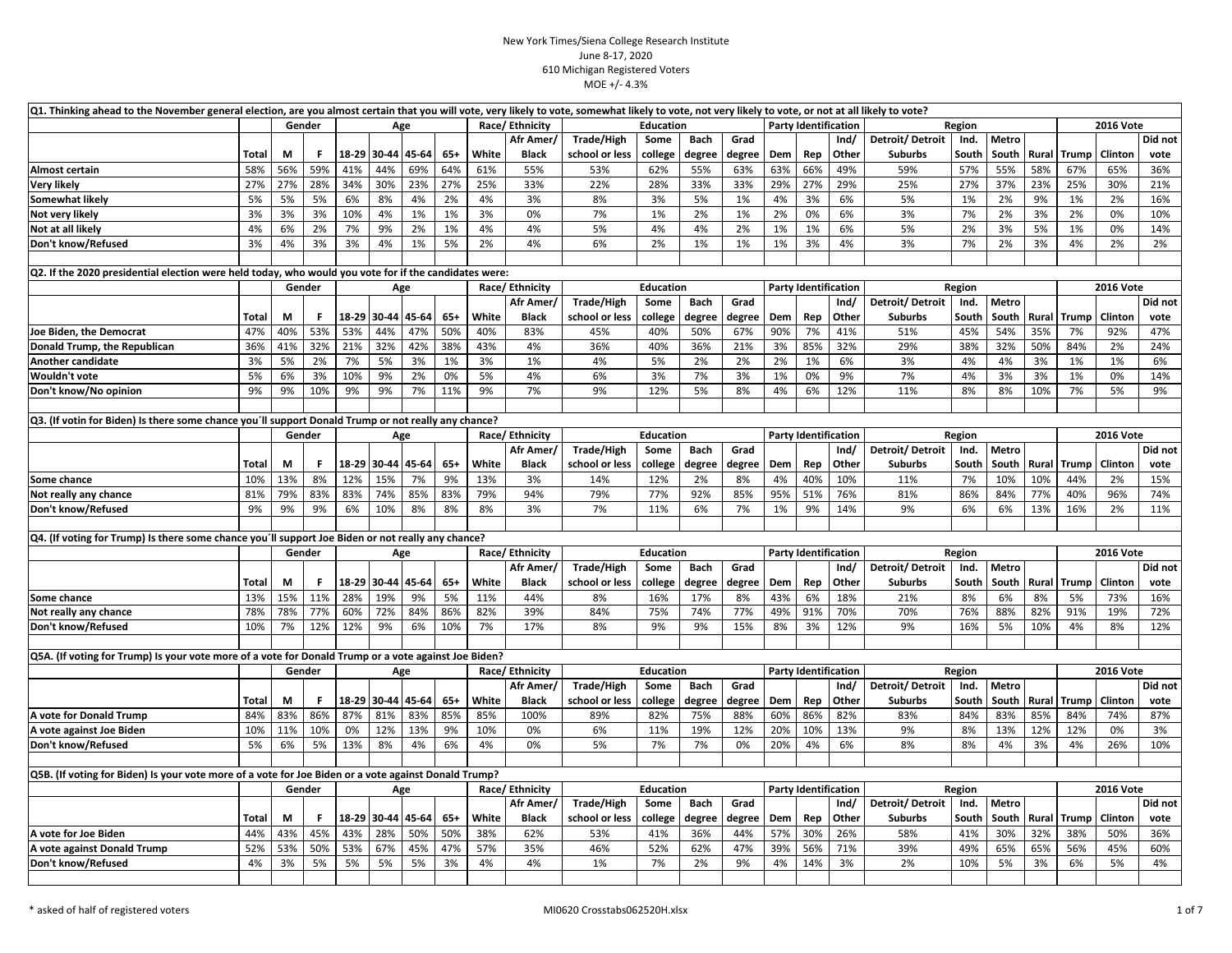New York Times/Siena College Research Institute
June 8-17, 2020
610 Michigan Registered Voters
MOE +/- 4.3%

**Q1. Thinking ahead to the November general election, are you almost certain that you will vote, very likely to vote, somewhat likely to vote, not very likely to vote, or not at all likely to vote?**

| | | Gender | | Age | | | | Race/ Ethnicity | | Education | | | | Party Identification | | | Region | | | | 2016 Vote | | |
|---|---|---|---|---|---|---|---|---|---|---|---|---|---|---|---|---|---|---|---|---|---|---|---|
| | | | | | | | | | Afr Amer/ | Trade/High | Some | Bach | Grad | | | Ind/ | Detroit/ Detroit | Ind. | Metro | | | | Did not |
| | Total | M | F | 18-29 | 30-44 | 45-64 | 65+ | White | Black | school or less | college | degree | degree | Dem | Rep | Other | Suburbs | South | South | Rural | Trump | Clinton | vote |
| Almost certain | 58% | 56% | 59% | 41% | 44% | 69% | 64% | 61% | 55% | 53% | 62% | 55% | 63% | 63% | 66% | 49% | 59% | 57% | 55% | 58% | 67% | 65% | 36% |
| Very likely | 27% | 27% | 28% | 34% | 30% | 23% | 27% | 25% | 33% | 22% | 28% | 33% | 33% | 29% | 27% | 29% | 25% | 27% | 37% | 23% | 25% | 30% | 21% |
| Somewhat likely | 5% | 5% | 5% | 6% | 8% | 4% | 2% | 4% | 3% | 8% | 3% | 5% | 1% | 4% | 3% | 6% | 5% | 1% | 2% | 9% | 1% | 2% | 16% |
| Not very likely | 3% | 3% | 3% | 10% | 4% | 1% | 1% | 3% | 0% | 7% | 1% | 2% | 1% | 2% | 0% | 6% | 3% | 7% | 2% | 3% | 2% | 0% | 10% |
| Not at all likely | 4% | 6% | 2% | 7% | 9% | 2% | 1% | 4% | 4% | 5% | 4% | 4% | 2% | 1% | 1% | 6% | 5% | 2% | 3% | 5% | 1% | 0% | 14% |
| Don't know/Refused | 3% | 4% | 3% | 3% | 4% | 1% | 5% | 2% | 4% | 6% | 2% | 1% | 1% | 1% | 3% | 4% | 3% | 7% | 2% | 3% | 4% | 2% | 2% |

**Q2. If the 2020 presidential election were held today, who would you vote for if the candidates were:**

| | | Gender | | Age | | | | Race/ Ethnicity | | Education | | | | Party Identification | | | Region | | | | 2016 Vote | | |
|---|---|---|---|---|---|---|---|---|---|---|---|---|---|---|---|---|---|---|---|---|---|---|---|
| | | | | | | | | | Afr Amer/ | Trade/High | Some | Bach | Grad | | | Ind/ | Detroit/ Detroit | Ind. | Metro | | | | Did not |
| | Total | M | F | 18-29 | 30-44 | 45-64 | 65+ | White | Black | school or less | college | degree | degree | Dem | Rep | Other | Suburbs | South | South | Rural | Trump | Clinton | vote |
| Joe Biden, the Democrat | 47% | 40% | 53% | 53% | 44% | 47% | 50% | 40% | 83% | 45% | 40% | 50% | 67% | 90% | 7% | 41% | 51% | 45% | 54% | 35% | 7% | 92% | 47% |
| Donald Trump, the Republican | 36% | 41% | 32% | 21% | 32% | 42% | 38% | 43% | 4% | 36% | 40% | 36% | 21% | 3% | 85% | 32% | 29% | 38% | 32% | 50% | 84% | 2% | 24% |
| Another candidate | 3% | 5% | 2% | 7% | 5% | 3% | 1% | 3% | 1% | 4% | 5% | 2% | 2% | 2% | 1% | 6% | 3% | 4% | 4% | 3% | 1% | 1% | 6% |
| Wouldn't vote | 5% | 6% | 3% | 10% | 9% | 2% | 0% | 5% | 4% | 6% | 3% | 7% | 3% | 1% | 0% | 9% | 7% | 4% | 3% | 3% | 1% | 0% | 14% |
| Don't know/No opinion | 9% | 9% | 10% | 9% | 9% | 7% | 11% | 9% | 7% | 9% | 12% | 5% | 8% | 4% | 6% | 12% | 11% | 8% | 8% | 10% | 7% | 5% | 9% |

**Q3. (If votin for Biden) Is there some chance you´ll support Donald Trump or not really any chance?**

| | | Gender | | Age | | | | Race/ Ethnicity | | Education | | | | Party Identification | | | Region | | | | 2016 Vote | | |
|---|---|---|---|---|---|---|---|---|---|---|---|---|---|---|---|---|---|---|---|---|---|---|---|
| | | | | | | | | | Afr Amer/ | Trade/High | Some | Bach | Grad | | | Ind/ | Detroit/ Detroit | Ind. | Metro | | | | Did not |
| | Total | M | F | 18-29 | 30-44 | 45-64 | 65+ | White | Black | school or less | college | degree | degree | Dem | Rep | Other | Suburbs | South | South | Rural | Trump | Clinton | vote |
| Some chance | 10% | 13% | 8% | 12% | 15% | 7% | 9% | 13% | 3% | 14% | 12% | 2% | 8% | 4% | 40% | 10% | 11% | 7% | 10% | 10% | 44% | 2% | 15% |
| Not really any chance | 81% | 79% | 83% | 83% | 74% | 85% | 83% | 79% | 94% | 79% | 77% | 92% | 85% | 95% | 51% | 76% | 81% | 86% | 84% | 77% | 40% | 96% | 74% |
| Don't know/Refused | 9% | 9% | 9% | 6% | 10% | 8% | 8% | 8% | 3% | 7% | 11% | 6% | 7% | 1% | 9% | 14% | 9% | 6% | 6% | 13% | 16% | 2% | 11% |

**Q4. (If voting for Trump) Is there some chance you´ll support Joe Biden or not really any chance?**

| | | Gender | | Age | | | | Race/ Ethnicity | | Education | | | | Party Identification | | | Region | | | | 2016 Vote | | |
|---|---|---|---|---|---|---|---|---|---|---|---|---|---|---|---|---|---|---|---|---|---|---|---|
| | | | | | | | | | Afr Amer/ | Trade/High | Some | Bach | Grad | | | Ind/ | Detroit/ Detroit | Ind. | Metro | | | | Did not |
| | Total | M | F | 18-29 | 30-44 | 45-64 | 65+ | White | Black | school or less | college | degree | degree | Dem | Rep | Other | Suburbs | South | South | Rural | Trump | Clinton | vote |
| Some chance | 13% | 15% | 11% | 28% | 19% | 9% | 5% | 11% | 44% | 8% | 16% | 17% | 8% | 43% | 6% | 18% | 21% | 8% | 6% | 8% | 5% | 73% | 16% |
| Not really any chance | 78% | 78% | 77% | 60% | 72% | 84% | 86% | 82% | 39% | 84% | 75% | 74% | 77% | 49% | 91% | 70% | 70% | 76% | 88% | 82% | 91% | 19% | 72% |
| Don't know/Refused | 10% | 7% | 12% | 12% | 9% | 6% | 10% | 7% | 17% | 8% | 9% | 9% | 15% | 8% | 3% | 12% | 9% | 16% | 5% | 10% | 4% | 8% | 12% |

**Q5A. (If voting for Trump) Is your vote more of a vote for Donald Trump or a vote against Joe Biden?**

| | | Gender | | Age | | | | Race/ Ethnicity | | Education | | | | Party Identification | | | Region | | | | 2016 Vote | | |
|---|---|---|---|---|---|---|---|---|---|---|---|---|---|---|---|---|---|---|---|---|---|---|---|
| | | | | | | | | | Afr Amer/ | Trade/High | Some | Bach | Grad | | | Ind/ | Detroit/ Detroit | Ind. | Metro | | | | Did not |
| | Total | M | F | 18-29 | 30-44 | 45-64 | 65+ | White | Black | school or less | college | degree | degree | Dem | Rep | Other | Suburbs | South | South | Rural | Trump | Clinton | vote |
| A vote for Donald Trump | 84% | 83% | 86% | 87% | 81% | 83% | 85% | 85% | 100% | 89% | 82% | 75% | 88% | 60% | 86% | 82% | 83% | 84% | 83% | 85% | 84% | 74% | 87% |
| A vote against Joe Biden | 10% | 11% | 10% | 0% | 12% | 13% | 9% | 10% | 0% | 6% | 11% | 19% | 12% | 20% | 10% | 13% | 9% | 8% | 13% | 12% | 12% | 0% | 3% |
| Don't know/Refused | 5% | 6% | 5% | 13% | 8% | 4% | 6% | 4% | 0% | 5% | 7% | 7% | 0% | 20% | 4% | 6% | 8% | 8% | 4% | 3% | 4% | 26% | 10% |

**Q5B. (If voting for Biden) Is your vote more of a vote for Joe Biden or a vote against Donald Trump?**

| | | Gender | | Age | | | | Race/ Ethnicity | | Education | | | | Party Identification | | | Region | | | | 2016 Vote | | |
|---|---|---|---|---|---|---|---|---|---|---|---|---|---|---|---|---|---|---|---|---|---|---|---|
| | | | | | | | | | Afr Amer/ | Trade/High | Some | Bach | Grad | | | Ind/ | Detroit/ Detroit | Ind. | Metro | | | | Did not |
| | Total | M | F | 18-29 | 30-44 | 45-64 | 65+ | White | Black | school or less | college | degree | degree | Dem | Rep | Other | Suburbs | South | South | Rural | Trump | Clinton | vote |
| A vote for Joe Biden | 44% | 43% | 45% | 43% | 28% | 50% | 50% | 38% | 62% | 53% | 41% | 36% | 44% | 57% | 30% | 26% | 58% | 41% | 30% | 32% | 38% | 50% | 36% |
| A vote against Donald Trump | 52% | 53% | 50% | 53% | 67% | 45% | 47% | 57% | 35% | 46% | 52% | 62% | 47% | 39% | 56% | 71% | 39% | 49% | 65% | 65% | 56% | 45% | 60% |
| Don't know/Refused | 4% | 3% | 5% | 5% | 5% | 5% | 3% | 4% | 4% | 1% | 7% | 2% | 9% | 4% | 14% | 3% | 2% | 10% | 5% | 3% | 6% | 5% | 4% |

* asked of half of registered voters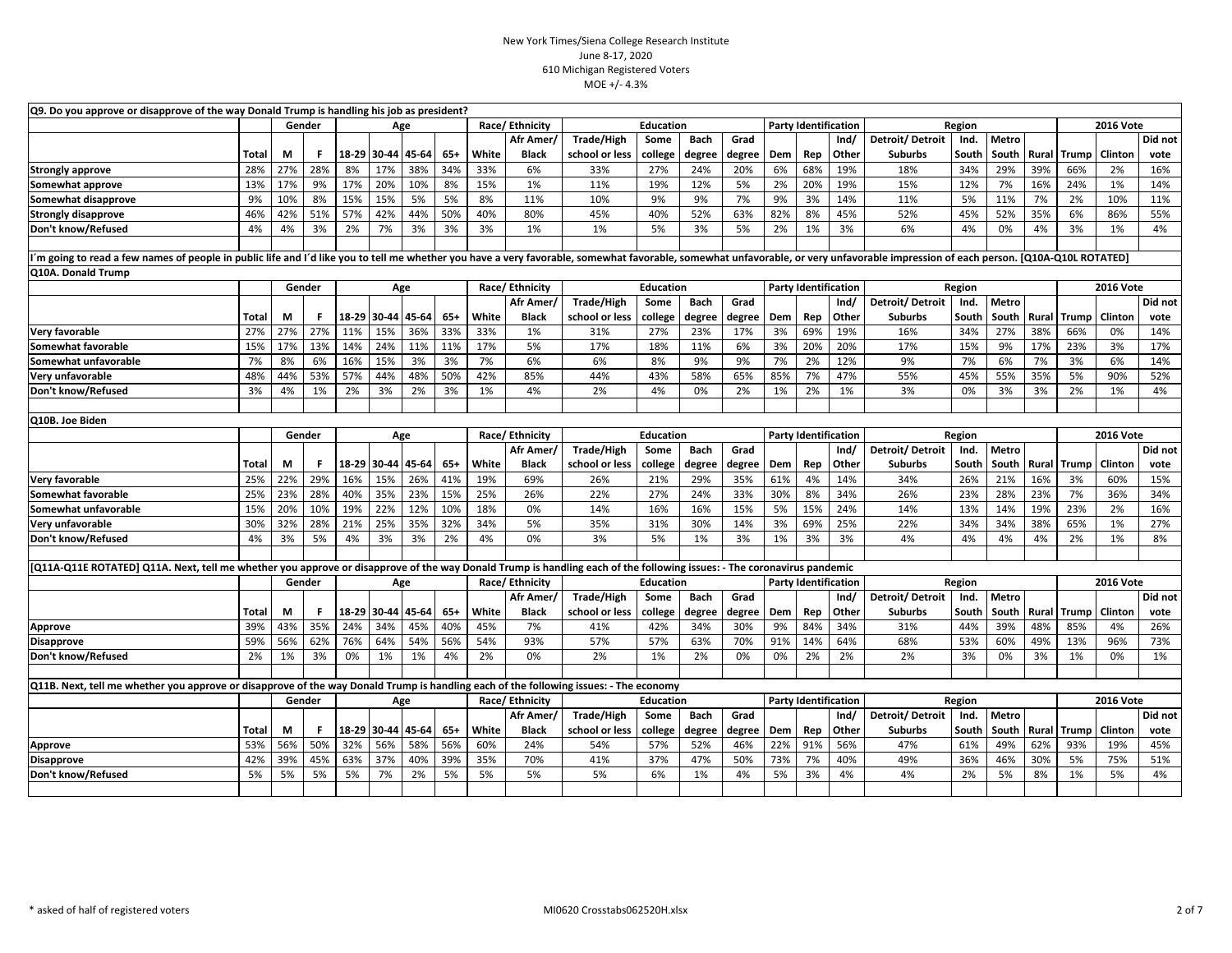New York Times/Siena College Research Institute
June 8-17, 2020
610 Michigan Registered Voters
MOE +/- 4.3%

**Q9. Do you approve or disapprove of the way Donald Trump is handling his job as president?**

| | | Gender | | Age | | | | Race/ Ethnicity | | Education | | | | Party Identification | | | Region | | | | 2016 Vote | | |
|---|---|---|---|---|---|---|---|---|---|---|---|---|---|---|---|---|---|---|---|---|---|---|---|
| | Total | M | F | 18-29 | 30-44 | 45-64 | 65+ | White | Afr Amer/ Black | Trade/High school or less | Some college | Bach degree | Grad degree | Dem | Rep | Ind/ Other | Detroit/ Detroit Suburbs | Ind. South | Metro South | Rural | Trump | Clinton | Did not vote |
| Strongly approve | 28% | 27% | 28% | 8% | 17% | 38% | 34% | 33% | 6% | 33% | 27% | 24% | 20% | 6% | 68% | 19% | 18% | 34% | 29% | 39% | 66% | 2% | 16% |
| Somewhat approve | 13% | 17% | 9% | 17% | 20% | 10% | 8% | 15% | 1% | 11% | 19% | 12% | 5% | 2% | 20% | 19% | 15% | 12% | 7% | 16% | 24% | 1% | 14% |
| Somewhat disapprove | 9% | 10% | 8% | 15% | 15% | 5% | 5% | 8% | 11% | 10% | 9% | 9% | 7% | 9% | 3% | 14% | 11% | 5% | 11% | 7% | 2% | 10% | 11% |
| Strongly disapprove | 46% | 42% | 51% | 57% | 42% | 44% | 50% | 40% | 80% | 45% | 40% | 52% | 63% | 82% | 8% | 45% | 52% | 45% | 52% | 35% | 6% | 86% | 55% |
| Don't know/Refused | 4% | 4% | 3% | 2% | 7% | 3% | 3% | 3% | 1% | 1% | 5% | 3% | 5% | 2% | 1% | 3% | 6% | 4% | 0% | 4% | 3% | 1% | 4% |

I´m going to read a few names of people in public life and I´d like you to tell me whether you have a very favorable, somewhat favorable, somewhat unfavorable, or very unfavorable impression of each person. [Q10A-Q10L ROTATED]

**Q10A. Donald Trump**

| | | Gender | | Age | | | | Race/ Ethnicity | | Education | | | | Party Identification | | | Region | | | | 2016 Vote | | |
|---|---|---|---|---|---|---|---|---|---|---|---|---|---|---|---|---|---|---|---|---|---|---|---|
| | Total | M | F | 18-29 | 30-44 | 45-64 | 65+ | White | Afr Amer/ Black | Trade/High school or less | Some college | Bach degree | Grad degree | Dem | Rep | Ind/ Other | Detroit/ Detroit Suburbs | Ind. South | Metro South | Rural | Trump | Clinton | Did not vote |
| Very favorable | 27% | 27% | 27% | 11% | 15% | 36% | 33% | 33% | 1% | 31% | 27% | 23% | 17% | 3% | 69% | 19% | 16% | 34% | 27% | 38% | 66% | 0% | 14% |
| Somewhat favorable | 15% | 17% | 13% | 14% | 24% | 11% | 11% | 17% | 5% | 17% | 18% | 11% | 6% | 3% | 20% | 20% | 17% | 15% | 9% | 17% | 23% | 3% | 17% |
| Somewhat unfavorable | 7% | 8% | 6% | 16% | 15% | 3% | 3% | 7% | 6% | 6% | 8% | 9% | 9% | 7% | 2% | 12% | 9% | 7% | 6% | 7% | 3% | 6% | 14% |
| Very unfavorable | 48% | 44% | 53% | 57% | 44% | 48% | 50% | 42% | 85% | 44% | 43% | 58% | 65% | 85% | 7% | 47% | 55% | 45% | 55% | 35% | 5% | 90% | 52% |
| Don't know/Refused | 3% | 4% | 1% | 2% | 3% | 2% | 3% | 1% | 4% | 2% | 4% | 0% | 2% | 1% | 2% | 1% | 3% | 0% | 3% | 3% | 2% | 1% | 4% |

**Q10B. Joe Biden**

| | | Gender | | Age | | | | Race/ Ethnicity | | Education | | | | Party Identification | | | Region | | | | 2016 Vote | | |
|---|---|---|---|---|---|---|---|---|---|---|---|---|---|---|---|---|---|---|---|---|---|---|---|
| | Total | M | F | 18-29 | 30-44 | 45-64 | 65+ | White | Afr Amer/ Black | Trade/High school or less | Some college | Bach degree | Grad degree | Dem | Rep | Ind/ Other | Detroit/ Detroit Suburbs | Ind. South | Metro South | Rural | Trump | Clinton | Did not vote |
| Very favorable | 25% | 22% | 29% | 16% | 15% | 26% | 41% | 19% | 69% | 26% | 21% | 29% | 35% | 61% | 4% | 14% | 34% | 26% | 21% | 16% | 3% | 60% | 15% |
| Somewhat favorable | 25% | 23% | 28% | 40% | 35% | 23% | 15% | 25% | 26% | 22% | 27% | 24% | 33% | 30% | 8% | 34% | 26% | 23% | 28% | 23% | 7% | 36% | 34% |
| Somewhat unfavorable | 15% | 20% | 10% | 19% | 22% | 12% | 10% | 18% | 0% | 14% | 16% | 16% | 15% | 5% | 15% | 24% | 14% | 13% | 14% | 19% | 23% | 2% | 16% |
| Very unfavorable | 30% | 32% | 28% | 21% | 25% | 35% | 32% | 34% | 5% | 35% | 31% | 30% | 14% | 3% | 69% | 25% | 22% | 34% | 34% | 38% | 65% | 1% | 27% |
| Don't know/Refused | 4% | 3% | 5% | 4% | 3% | 3% | 2% | 4% | 0% | 3% | 5% | 1% | 3% | 1% | 3% | 3% | 4% | 4% | 4% | 4% | 2% | 1% | 8% |

**[Q11A-Q11E ROTATED] Q11A. Next, tell me whether you approve or disapprove of the way Donald Trump is handling each of the following issues: - The coronavirus pandemic**

| | | Gender | | Age | | | | Race/ Ethnicity | | Education | | | | Party Identification | | | Region | | | | 2016 Vote | | |
|---|---|---|---|---|---|---|---|---|---|---|---|---|---|---|---|---|---|---|---|---|---|---|---|
| | Total | M | F | 18-29 | 30-44 | 45-64 | 65+ | White | Afr Amer/ Black | Trade/High school or less | Some college | Bach degree | Grad degree | Dem | Rep | Ind/ Other | Detroit/ Detroit Suburbs | Ind. South | Metro South | Rural | Trump | Clinton | Did not vote |
| Approve | 39% | 43% | 35% | 24% | 34% | 45% | 40% | 45% | 7% | 41% | 42% | 34% | 30% | 9% | 84% | 34% | 31% | 44% | 39% | 48% | 85% | 4% | 26% |
| Disapprove | 59% | 56% | 62% | 76% | 64% | 54% | 56% | 54% | 93% | 57% | 57% | 63% | 70% | 91% | 14% | 64% | 68% | 53% | 60% | 49% | 13% | 96% | 73% |
| Don't know/Refused | 2% | 1% | 3% | 0% | 1% | 1% | 4% | 2% | 0% | 2% | 1% | 2% | 0% | 0% | 2% | 2% | 2% | 3% | 0% | 3% | 1% | 0% | 1% |

**Q11B. Next, tell me whether you approve or disapprove of the way Donald Trump is handling each of the following issues: - The economy**

| | | Gender | | Age | | | | Race/ Ethnicity | | Education | | | | Party Identification | | | Region | | | | 2016 Vote | | |
|---|---|---|---|---|---|---|---|---|---|---|---|---|---|---|---|---|---|---|---|---|---|---|---|
| | Total | M | F | 18-29 | 30-44 | 45-64 | 65+ | White | Afr Amer/ Black | Trade/High school or less | Some college | Bach degree | Grad degree | Dem | Rep | Ind/ Other | Detroit/ Detroit Suburbs | Ind. South | Metro South | Rural | Trump | Clinton | Did not vote |
| Approve | 53% | 56% | 50% | 32% | 56% | 58% | 56% | 60% | 24% | 54% | 57% | 52% | 46% | 22% | 91% | 56% | 47% | 61% | 49% | 62% | 93% | 19% | 45% |
| Disapprove | 42% | 39% | 45% | 63% | 37% | 40% | 39% | 35% | 70% | 41% | 37% | 47% | 50% | 73% | 7% | 40% | 49% | 36% | 46% | 30% | 5% | 75% | 51% |
| Don't know/Refused | 5% | 5% | 5% | 5% | 7% | 2% | 5% | 5% | 5% | 5% | 6% | 1% | 4% | 5% | 3% | 4% | 4% | 2% | 5% | 8% | 1% | 5% | 4% |

\* asked of half of registered voters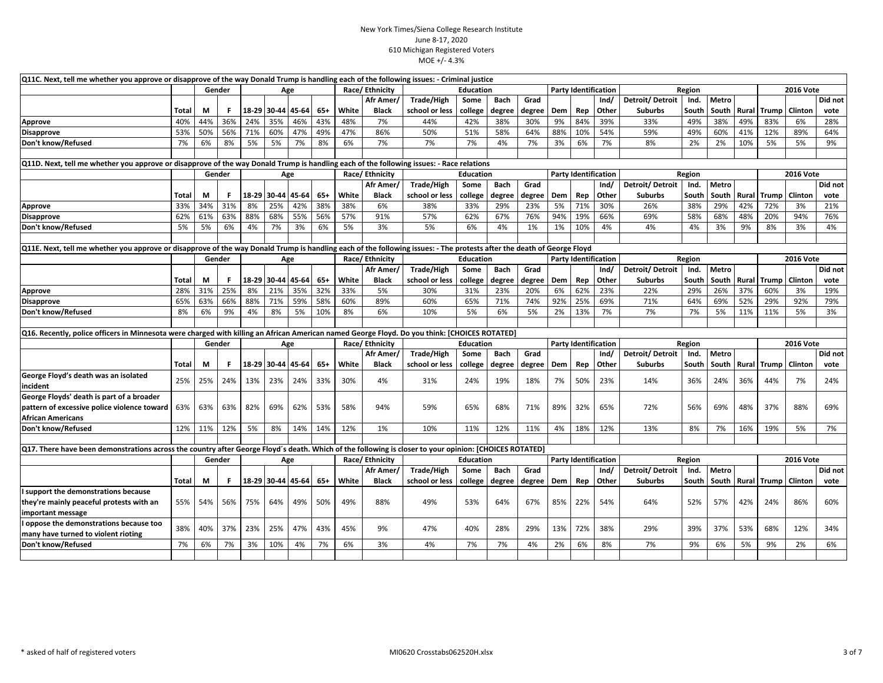New York Times/Siena College Research Institute
June 8-17, 2020
610 Michigan Registered Voters
MOE +/- 4.3%

**Q11C. Next, tell me whether you approve or disapprove of the way Donald Trump is handling each of the following issues: - Criminal justice**

| | | Gender | | Age | | | | Race/ Ethnicity | | Education | | | | Party Identification | | | Region | | | | 2016 Vote | | |
|---|---|---|---|---|---|---|---|---|---|---|---|---|---|---|---|---|---|---|---|---|---|---|---|
| | Total | M | F | 18-29 | 30-44 | 45-64 | 65+ | White | Afr Amer/ Black | Trade/High school or less | Some college | Bach degree | Grad degree | Dem | Rep | Ind/ Other | Detroit/ Detroit Suburbs | Ind. South | Metro South | Rural | Trump | Clinton | Did not vote |
| Approve | 40% | 44% | 36% | 24% | 35% | 46% | 43% | 48% | 7% | 44% | 42% | 38% | 30% | 9% | 84% | 39% | 33% | 49% | 38% | 49% | 83% | 6% | 28% |
| Disapprove | 53% | 50% | 56% | 71% | 60% | 47% | 49% | 47% | 86% | 50% | 51% | 58% | 64% | 88% | 10% | 54% | 59% | 49% | 60% | 41% | 12% | 89% | 64% |
| Don't know/Refused | 7% | 6% | 8% | 5% | 5% | 7% | 8% | 6% | 7% | 7% | 7% | 4% | 7% | 3% | 6% | 7% | 8% | 2% | 2% | 10% | 5% | 5% | 9% |

**Q11D. Next, tell me whether you approve or disapprove of the way Donald Trump is handling each of the following issues: - Race relations**

| | | Gender | | Age | | | | Race/ Ethnicity | | Education | | | | Party Identification | | | Region | | | | 2016 Vote | | |
|---|---|---|---|---|---|---|---|---|---|---|---|---|---|---|---|---|---|---|---|---|---|---|---|
| | Total | M | F | 18-29 | 30-44 | 45-64 | 65+ | White | Afr Amer/ Black | Trade/High school or less | Some college | Bach degree | Grad degree | Dem | Rep | Ind/ Other | Detroit/ Detroit Suburbs | Ind. South | Metro South | Rural | Trump | Clinton | Did not vote |
| Approve | 33% | 34% | 31% | 8% | 25% | 42% | 38% | 38% | 6% | 38% | 33% | 29% | 23% | 5% | 71% | 30% | 26% | 38% | 29% | 42% | 72% | 3% | 21% |
| Disapprove | 62% | 61% | 63% | 88% | 68% | 55% | 56% | 57% | 91% | 57% | 62% | 67% | 76% | 94% | 19% | 66% | 69% | 58% | 68% | 48% | 20% | 94% | 76% |
| Don't know/Refused | 5% | 5% | 6% | 4% | 7% | 3% | 6% | 5% | 3% | 5% | 6% | 4% | 1% | 1% | 10% | 4% | 4% | 4% | 3% | 9% | 8% | 3% | 4% |

**Q11E. Next, tell me whether you approve or disapprove of the way Donald Trump is handling each of the following issues: - The protests after the death of George Floyd**

| | | Gender | | Age | | | | Race/ Ethnicity | | Education | | | | Party Identification | | | Region | | | | 2016 Vote | | |
|---|---|---|---|---|---|---|---|---|---|---|---|---|---|---|---|---|---|---|---|---|---|---|---|
| | Total | M | F | 18-29 | 30-44 | 45-64 | 65+ | White | Afr Amer/ Black | Trade/High school or less | Some college | Bach degree | Grad degree | Dem | Rep | Ind/ Other | Detroit/ Detroit Suburbs | Ind. South | Metro South | Rural | Trump | Clinton | Did not vote |
| Approve | 28% | 31% | 25% | 8% | 21% | 35% | 32% | 33% | 5% | 30% | 31% | 23% | 20% | 6% | 62% | 23% | 22% | 29% | 26% | 37% | 60% | 3% | 19% |
| Disapprove | 65% | 63% | 66% | 88% | 71% | 59% | 58% | 60% | 89% | 60% | 65% | 71% | 74% | 92% | 25% | 69% | 71% | 64% | 69% | 52% | 29% | 92% | 79% |
| Don't know/Refused | 8% | 6% | 9% | 4% | 8% | 5% | 10% | 8% | 6% | 10% | 5% | 6% | 5% | 2% | 13% | 7% | 7% | 7% | 5% | 11% | 11% | 5% | 3% |

**Q16. Recently, police officers in Minnesota were charged with killing an African American named George Floyd. Do you think: [CHOICES ROTATED]**

| | | Gender | | Age | | | | Race/ Ethnicity | | Education | | | | Party Identification | | | Region | | | | 2016 Vote | | |
|---|---|---|---|---|---|---|---|---|---|---|---|---|---|---|---|---|---|---|---|---|---|---|---|
| | Total | M | F | 18-29 | 30-44 | 45-64 | 65+ | White | Afr Amer/ Black | Trade/High school or less | Some college | Bach degree | Grad degree | Dem | Rep | Ind/ Other | Detroit/ Detroit Suburbs | Ind. South | Metro South | Rural | Trump | Clinton | Did not vote |
| George Floyd's death was an isolated incident | 25% | 25% | 24% | 13% | 23% | 24% | 33% | 30% | 4% | 31% | 24% | 19% | 18% | 7% | 50% | 23% | 14% | 36% | 24% | 36% | 44% | 7% | 24% |
| George Floyds' death is part of a broader pattern of excessive police violence toward African Americans | 63% | 63% | 63% | 82% | 69% | 62% | 53% | 58% | 94% | 59% | 65% | 68% | 71% | 89% | 32% | 65% | 72% | 56% | 69% | 48% | 37% | 88% | 69% |
| Don't know/Refused | 12% | 11% | 12% | 5% | 8% | 14% | 14% | 12% | 1% | 10% | 11% | 12% | 11% | 4% | 18% | 12% | 13% | 8% | 7% | 16% | 19% | 5% | 7% |

**Q17. There have been demonstrations across the country after George Floyd's death. Which of the following is closer to your opinion: [CHOICES ROTATED]**

| | | Gender | | Age | | | | Race/ Ethnicity | | Education | | | | Party Identification | | | Region | | | | 2016 Vote | | |
|---|---|---|---|---|---|---|---|---|---|---|---|---|---|---|---|---|---|---|---|---|---|---|---|
| | Total | M | F | 18-29 | 30-44 | 45-64 | 65+ | White | Afr Amer/ Black | Trade/High school or less | Some college | Bach degree | Grad degree | Dem | Rep | Ind/ Other | Detroit/ Detroit Suburbs | Ind. South | Metro South | Rural | Trump | Clinton | Did not vote |
| I support the demonstrations because they're mainly peaceful protests with an important message | 55% | 54% | 56% | 75% | 64% | 49% | 50% | 49% | 88% | 49% | 53% | 64% | 67% | 85% | 22% | 54% | 64% | 52% | 57% | 42% | 24% | 86% | 60% |
| I oppose the demonstrations because too many have turned to violent rioting | 38% | 40% | 37% | 23% | 25% | 47% | 43% | 45% | 9% | 47% | 40% | 28% | 29% | 13% | 72% | 38% | 29% | 39% | 37% | 53% | 68% | 12% | 34% |
| Don't know/Refused | 7% | 6% | 7% | 3% | 10% | 4% | 7% | 6% | 3% | 4% | 7% | 7% | 4% | 2% | 6% | 8% | 7% | 9% | 6% | 5% | 9% | 2% | 6% |

\* asked of half of registered voters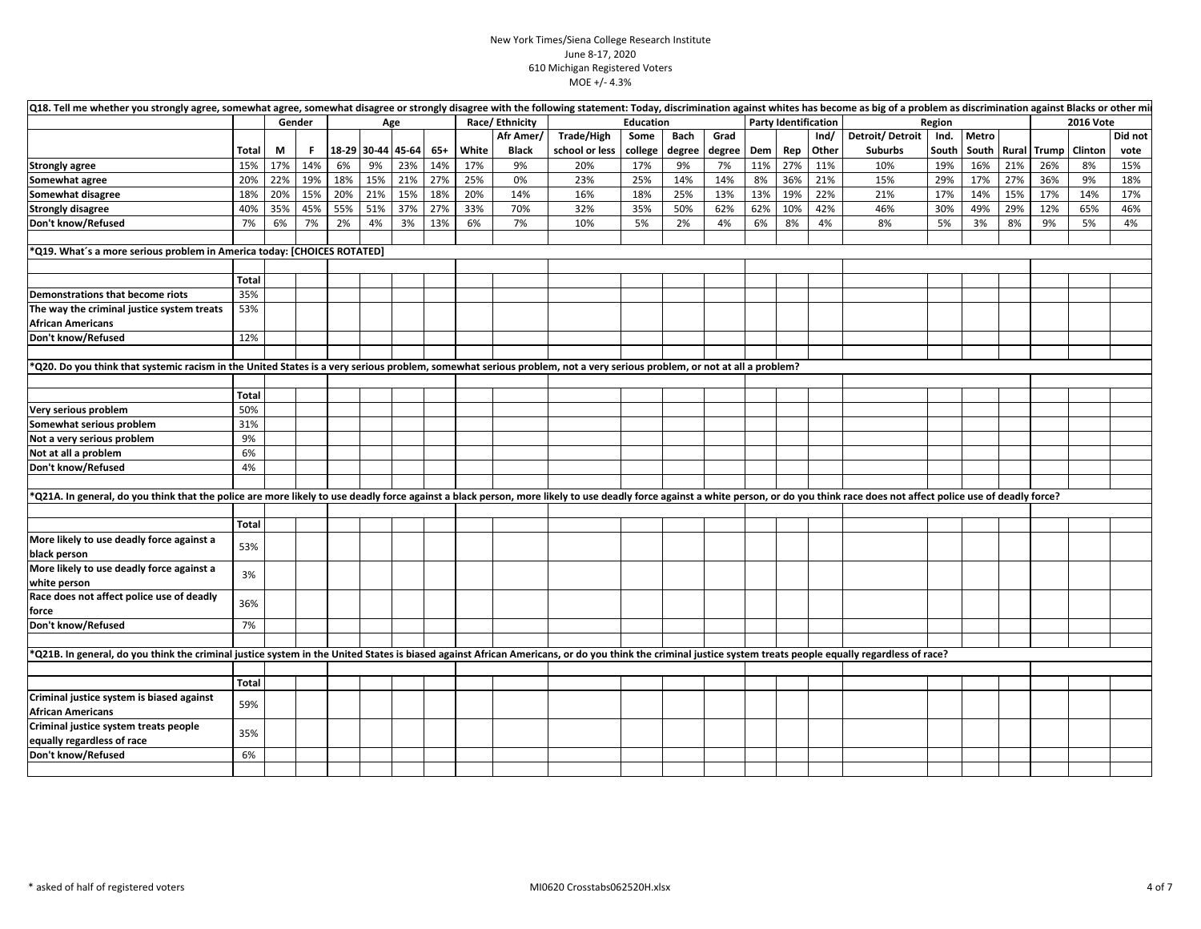New York Times/Siena College Research Institute
June 8-17, 2020
610 Michigan Registered Voters
MOE +/- 4.3%

| Q18. Tell me whether you strongly agree, somewhat agree, somewhat disagree or strongly disagree with the following statement: Today, discrimination against whites has become as big of a problem as discrimination against Blacks or other mi | | | | | | | | | | | | | | | | | | | | | | | | | |
|---|---|---|---|---|---|---|---|---|---|---|---|---|---|---|---|---|---|---|---|---|---|---|---|---|
| | | Gender | | Age | | | | Race/ Ethnicity | | Education | | | | Party Identification | | | Region | | | | 2016 Vote | | |
| | | | | | | | | | Afr Amer/ | Trade/High | Some | Bach | Grad | | | Ind/ | Detroit/ Detroit | Ind. | Metro | | | | Did not |
| | Total | M | F | 18-29 | 30-44 | 45-64 | 65+ | White | Black | school or less | college | degree | degree | Dem | Rep | Other | Suburbs | South | South | Rural | Trump | Clinton | vote |
| Strongly agree | 15% | 17% | 14% | 6% | 9% | 23% | 14% | 17% | 9% | 20% | 17% | 9% | 7% | 11% | 27% | 11% | 10% | 19% | 16% | 21% | 26% | 8% | 15% |
| Somewhat agree | 20% | 22% | 19% | 18% | 15% | 21% | 27% | 25% | 0% | 23% | 25% | 14% | 14% | 8% | 36% | 21% | 15% | 29% | 17% | 27% | 36% | 9% | 18% |
| Somewhat disagree | 18% | 20% | 15% | 20% | 21% | 15% | 18% | 20% | 14% | 16% | 18% | 25% | 13% | 13% | 19% | 22% | 21% | 17% | 14% | 15% | 17% | 14% | 17% |
| Strongly disagree | 40% | 35% | 45% | 55% | 51% | 37% | 27% | 33% | 70% | 32% | 35% | 50% | 62% | 62% | 10% | 42% | 46% | 30% | 49% | 29% | 12% | 65% | 46% |
| Don't know/Refused | 7% | 6% | 7% | 2% | 4% | 3% | 13% | 6% | 7% | 10% | 5% | 2% | 4% | 6% | 8% | 4% | 8% | 5% | 3% | 8% | 9% | 5% | 4% |

*Q19. What´s a more serious problem in America today: [CHOICES ROTATED]

| | Total |
|---|---|
| Demonstrations that become riots | 35% |
| The way the criminal justice system treats African Americans | 53% |
| Don't know/Refused | 12% |

*Q20. Do you think that systemic racism in the United States is a very serious problem, somewhat serious problem, not a very serious problem, or not at all a problem?

| | Total |
|---|---|
| Very serious problem | 50% |
| Somewhat serious problem | 31% |
| Not a very serious problem | 9% |
| Not at all a problem | 6% |
| Don't know/Refused | 4% |

*Q21A. In general, do you think that the police are more likely to use deadly force against a black person, more likely to use deadly force against a white person, or do you think race does not affect police use of deadly force?

| | Total |
|---|---|
| More likely to use deadly force against a black person | 53% |
| More likely to use deadly force against a white person | 3% |
| Race does not affect police use of deadly force | 36% |
| Don't know/Refused | 7% |

*Q21B. In general, do you think the criminal justice system in the United States is biased against African Americans, or do you think the criminal justice system treats people equally regardless of race?

| | Total |
|---|---|
| Criminal justice system is biased against African Americans | 59% |
| Criminal justice system treats people equally regardless of race | 35% |
| Don't know/Refused | 6% |

* asked of half of registered voters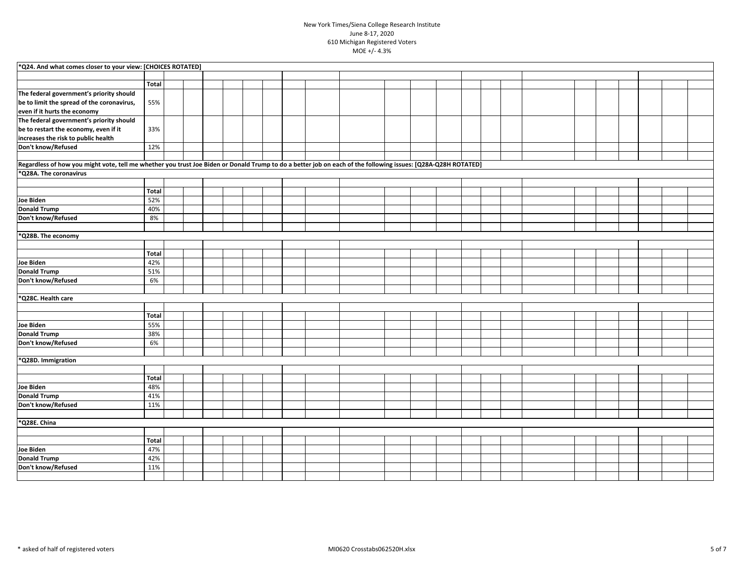New York Times/Siena College Research Institute
June 8-17, 2020
610 Michigan Registered Voters
MOE +/- 4.3%

**\*Q24. And what comes closer to your view: [CHOICES ROTATED]**

| | Total |
|---|---|
| The federal government's priority should be to limit the spread of the coronavirus, even if it hurts the economy | 55% |
| The federal government's priority should be to restart the economy, even if it increases the risk to public health | 33% |
| Don't know/Refused | 12% |

**Regardless of how you might vote, tell me whether you trust Joe Biden or Donald Trump to do a better job on each of the following issues: [Q28A-Q28H ROTATED]**

**\*Q28A. The coronavirus**

| | Total |
|---|---|
| Joe Biden | 52% |
| Donald Trump | 40% |
| Don't know/Refused | 8% |

**\*Q28B. The economy**

| | Total |
|---|---|
| Joe Biden | 42% |
| Donald Trump | 51% |
| Don't know/Refused | 6% |

**\*Q28C. Health care**

| | Total |
|---|---|
| Joe Biden | 55% |
| Donald Trump | 38% |
| Don't know/Refused | 6% |

**\*Q28D. Immigration**

| | Total |
|---|---|
| Joe Biden | 48% |
| Donald Trump | 41% |
| Don't know/Refused | 11% |

**\*Q28E. China**

| | Total |
|---|---|
| Joe Biden | 47% |
| Donald Trump | 42% |
| Don't know/Refused | 11% |

\* asked of half of registered voters

MI0620 Crosstabs062520H.xlsx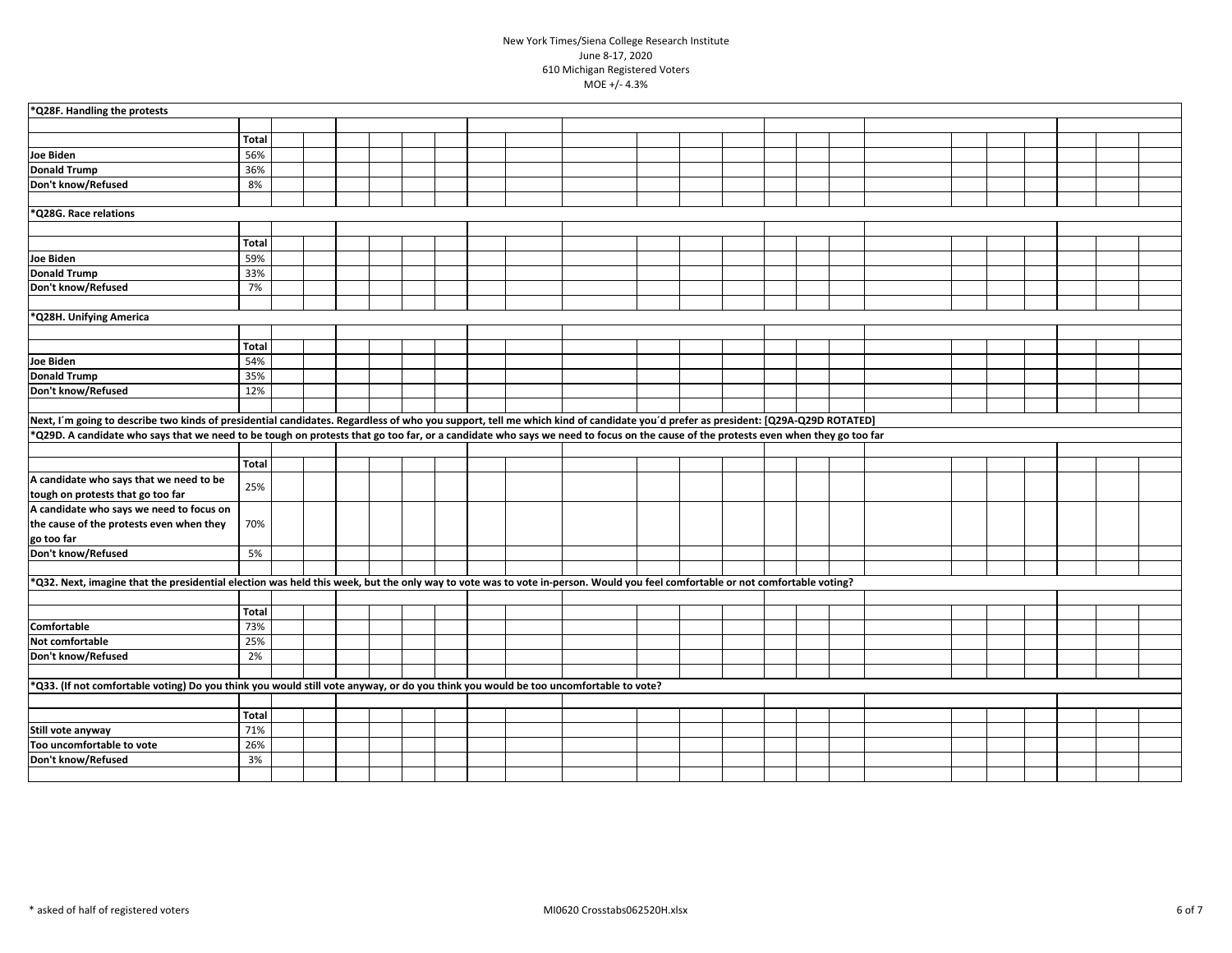New York Times/Siena College Research Institute
June 8-17, 2020
610 Michigan Registered Voters
MOE +/- 4.3%

**\*Q28F. Handling the protests**

| | Total |
|---|---|
| Joe Biden | 56% |
| Donald Trump | 36% |
| Don't know/Refused | 8% |

**\*Q28G. Race relations**

| | Total |
|---|---|
| Joe Biden | 59% |
| Donald Trump | 33% |
| Don't know/Refused | 7% |

**\*Q28H. Unifying America**

| | Total |
|---|---|
| Joe Biden | 54% |
| Donald Trump | 35% |
| Don't know/Refused | 12% |

**Next, I´m going to describe two kinds of presidential candidates. Regardless of who you support, tell me which kind of candidate you´d prefer as president: [Q29A-Q29D ROTATED]**

**\*Q29D. A candidate who says that we need to be tough on protests that go too far, or a candidate who says we need to focus on the cause of the protests even when they go too far**

| | Total |
|---|---|
| A candidate who says that we need to be tough on protests that go too far | 25% |
| A candidate who says we need to focus on the cause of the protests even when they go too far | 70% |
| Don't know/Refused | 5% |

**\*Q32. Next, imagine that the presidential election was held this week, but the only way to vote was to vote in-person. Would you feel comfortable or not comfortable voting?**

| | Total |
|---|---|
| Comfortable | 73% |
| Not comfortable | 25% |
| Don't know/Refused | 2% |

**\*Q33. (If not comfortable voting) Do you think you would still vote anyway, or do you think you would be too uncomfortable to vote?**

| | Total |
|---|---|
| Still vote anyway | 71% |
| Too uncomfortable to vote | 26% |
| Don't know/Refused | 3% |

\* asked of half of registered voters

MI0620 Crosstabs062520H.xlsx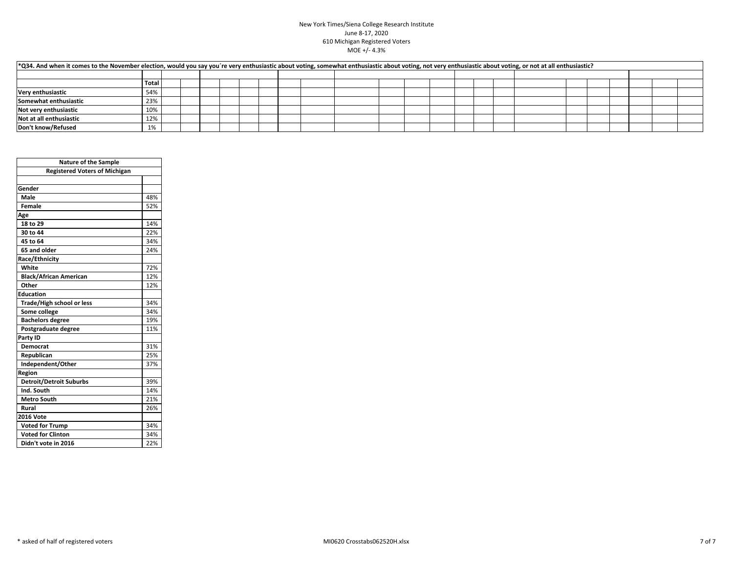New York Times/Siena College Research Institute
June 8-17, 2020
610 Michigan Registered Voters
MOE +/- 4.3%

| *Q34. And when it comes to the November election, would you say you´re very enthusiastic about voting, somewhat enthusiastic about voting, not very enthusiastic about voting, or not at all enthusiastic? | |
|---|---|
| | Total |
| Very enthusiastic | 54% |
| Somewhat enthusiastic | 23% |
| Not very enthusiastic | 10% |
| Not at all enthusiastic | 12% |
| Don't know/Refused | 1% |

| Nature of the Sample | |
|---|---|
| Registered Voters of Michigan | |
| | |
| **Gender** | |
| Male | 48% |
| Female | 52% |
| **Age** | |
| 18 to 29 | 14% |
| 30 to 44 | 22% |
| 45 to 64 | 34% |
| 65 and older | 24% |
| **Race/Ethnicity** | |
| White | 72% |
| Black/African American | 12% |
| Other | 12% |
| **Education** | |
| Trade/High school or less | 34% |
| Some college | 34% |
| Bachelors degree | 19% |
| Postgraduate degree | 11% |
| **Party ID** | |
| Democrat | 31% |
| Republican | 25% |
| Independent/Other | 37% |
| **Region** | |
| Detroit/Detroit Suburbs | 39% |
| Ind. South | 14% |
| Metro South | 21% |
| Rural | 26% |
| **2016 Vote** | |
| Voted for Trump | 34% |
| Voted for Clinton | 34% |
| Didn't vote in 2016 | 22% |

* asked of half of registered voters

MI0620 Crosstabs062520H.xlsx